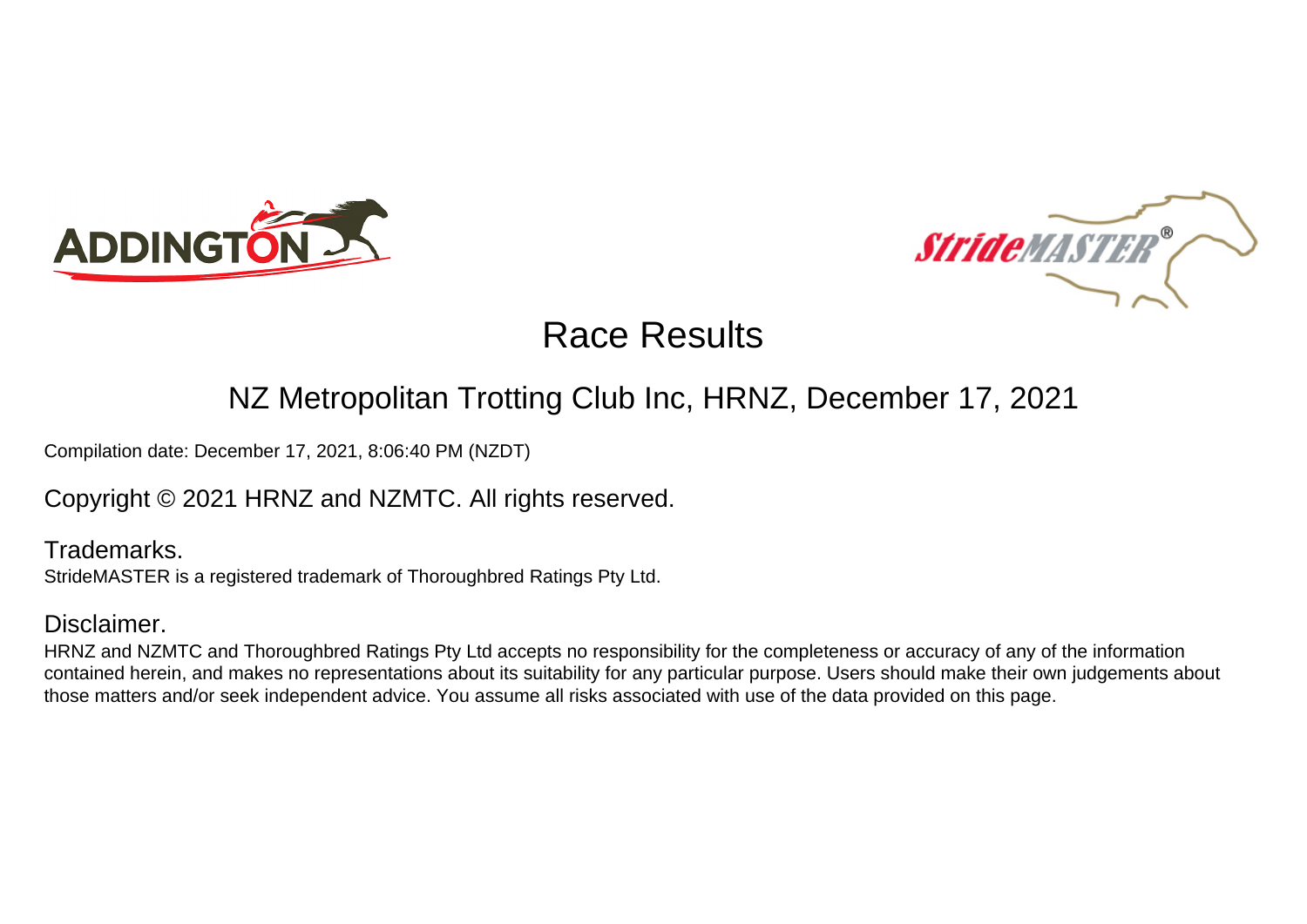# Race Results

## NZ Metropolitan Trotting Club Inc, HRNZ, December 17, 2021

Compilation date: December 17, 2021, 8:06:40 PM (NZDT)

Copyright © 2021 HRNZ and NZMTC. All rights reserved.

### Trademarks.

StrideMASTER is a registered trademark of Thoroughbred Ratings Pty Ltd.

### Disclaimer.

HRNZ and NZMTC and Thoroughbred Ratings Pty Ltd accepts no responsibility for the completeness or accuracy of any of the information contained herein, and makes no representations about its suitability for any particular purpose. Users should make their own judgements about those matters and/or seek independent advice. You assume all risks associated with use of the data provided on this page.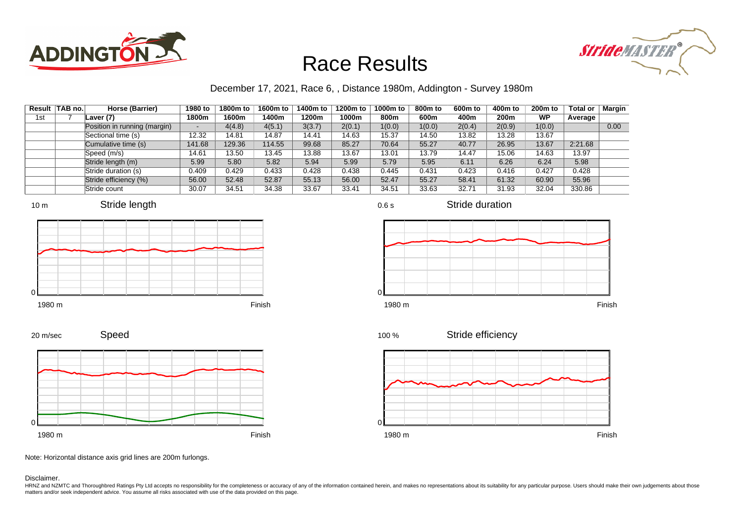# Race Results

December 17, 2021, Race 6, , Distance 1980m, Addington - Survey 1980m

| Result | TAB no. | Horse (Barrier) | 1980 to 1800m | 1800m to 1600m | 1600m to 1400m | 1400m to 1200m | 1200m to 1000m | 1000m to 800m | 800m to 600m | 600m to 400m | 400m to 200m | 200m to WP | Total or Average | Margin |
|---|---|---|---|---|---|---|---|---|---|---|---|---|---|---|
| 1st | 7 | Laver (7) | | | | | | | | | | | | |
| | | Position in running (margin) | - | 4(4.8) | 4(5.1) | 3(3.7) | 2(0.1) | 1(0.0) | 1(0.0) | 2(0.4) | 2(0.9) | 1(0.0) | | 0.00 |
| | | Sectional time (s) | 12.32 | 14.81 | 14.87 | 14.41 | 14.63 | 15.37 | 14.50 | 13.82 | 13.28 | 13.67 | | |
| | | Cumulative time (s) | 141.68 | 129.36 | 114.55 | 99.68 | 85.27 | 70.64 | 55.27 | 40.77 | 26.95 | 13.67 | 2:21.68 | |
| | | Speed (m/s) | 14.61 | 13.50 | 13.45 | 13.88 | 13.67 | 13.01 | 13.79 | 14.47 | 15.06 | 14.63 | 13.97 | |
| | | Stride length (m) | 5.99 | 5.80 | 5.82 | 5.94 | 5.99 | 5.79 | 5.95 | 6.11 | 6.26 | 6.24 | 5.98 | |
| | | Stride duration (s) | 0.409 | 0.429 | 0.433 | 0.428 | 0.438 | 0.445 | 0.431 | 0.423 | 0.416 | 0.427 | 0.428 | |
| | | Stride efficiency (%) | 56.00 | 52.48 | 52.87 | 55.13 | 56.00 | 52.47 | 55.27 | 58.41 | 61.32 | 60.90 | 55.96 | |
| | | Stride count | 30.07 | 34.51 | 34.38 | 33.67 | 33.41 | 34.51 | 33.63 | 32.71 | 31.93 | 32.04 | 330.86 | |

Stride length
10 m
0
1980 m
Finish

Stride duration
0.6 s
0
1980 m
Finish

Speed
20 m/sec
0
1980 m
Finish

Stride efficiency
100 %
0
1980 m
Finish

Note: Horizontal distance axis grid lines are 200m furlongs.

Disclaimer.

HRNZ and NZMTC and Thoroughbred Ratings Pty Ltd accepts no responsibility for the completeness or accuracy of any of the information contained herein, and makes no representations about its suitability for any particular purpose. Users should make their own judgements about those matters and/or seek independent advice. You assume all risks associated with use of the data provided on this page.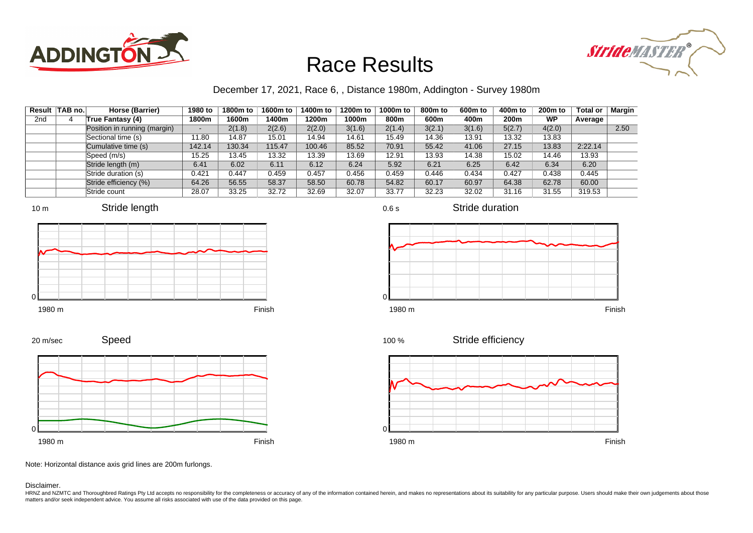# Race Results

December 17, 2021, Race 6, , Distance 1980m, Addington - Survey 1980m

| Result | TAB no. | Horse (Barrier) | 1980 to 1800m | 1800m to 1600m | 1600m to 1400m | 1400m to 1200m | 1200m to 1000m | 1000m to 800m | 800m to 600m | 600m to 400m | 400m to 200m | 200m to WP | Total or Average | Margin |
|---|---|---|---|---|---|---|---|---|---|---|---|---|---|---|
| 2nd | 4 | True Fantasy (4) | | | | | | | | | | | | |
| | | Position in running (margin) | - | 2(1.8) | 2(2.6) | 2(2.0) | 3(1.6) | 2(1.4) | 3(2.1) | 3(1.6) | 5(2.7) | 4(2.0) | | 2.50 |
| | | Sectional time (s) | 11.80 | 14.87 | 15.01 | 14.94 | 14.61 | 15.49 | 14.36 | 13.91 | 13.32 | 13.83 | | |
| | | Cumulative time (s) | 142.14 | 130.34 | 115.47 | 100.46 | 85.52 | 70.91 | 55.42 | 41.06 | 27.15 | 13.83 | 2:22.14 | |
| | | Speed (m/s) | 15.25 | 13.45 | 13.32 | 13.39 | 13.69 | 12.91 | 13.93 | 14.38 | 15.02 | 14.46 | 13.93 | |
| | | Stride length (m) | 6.41 | 6.02 | 6.11 | 6.12 | 6.24 | 5.92 | 6.21 | 6.25 | 6.42 | 6.34 | 6.20 | |
| | | Stride duration (s) | 0.421 | 0.447 | 0.459 | 0.457 | 0.456 | 0.459 | 0.446 | 0.434 | 0.427 | 0.438 | 0.445 | |
| | | Stride efficiency (%) | 64.26 | 56.55 | 58.37 | 58.50 | 60.78 | 54.82 | 60.17 | 60.97 | 64.38 | 62.78 | 60.00 | |
| | | Stride count | 28.07 | 33.25 | 32.72 | 32.69 | 32.07 | 33.77 | 32.23 | 32.02 | 31.16 | 31.55 | 319.53 | |

Stride length
10 m
0
1980 m
Finish

Stride duration
0.6 s
0
1980 m
Finish

Speed
20 m/sec
0
1980 m
Finish

Stride efficiency
100 %
0
1980 m
Finish

Note: Horizontal distance axis grid lines are 200m furlongs.

Disclaimer.

HRNZ and NZMTC and Thoroughbred Ratings Pty Ltd accepts no responsibility for the completeness or accuracy of any of the information contained herein, and makes no representations about its suitability for any particular purpose. Users should make their own judgements about those matters and/or seek independent advice. You assume all risks associated with use of the data provided on this page.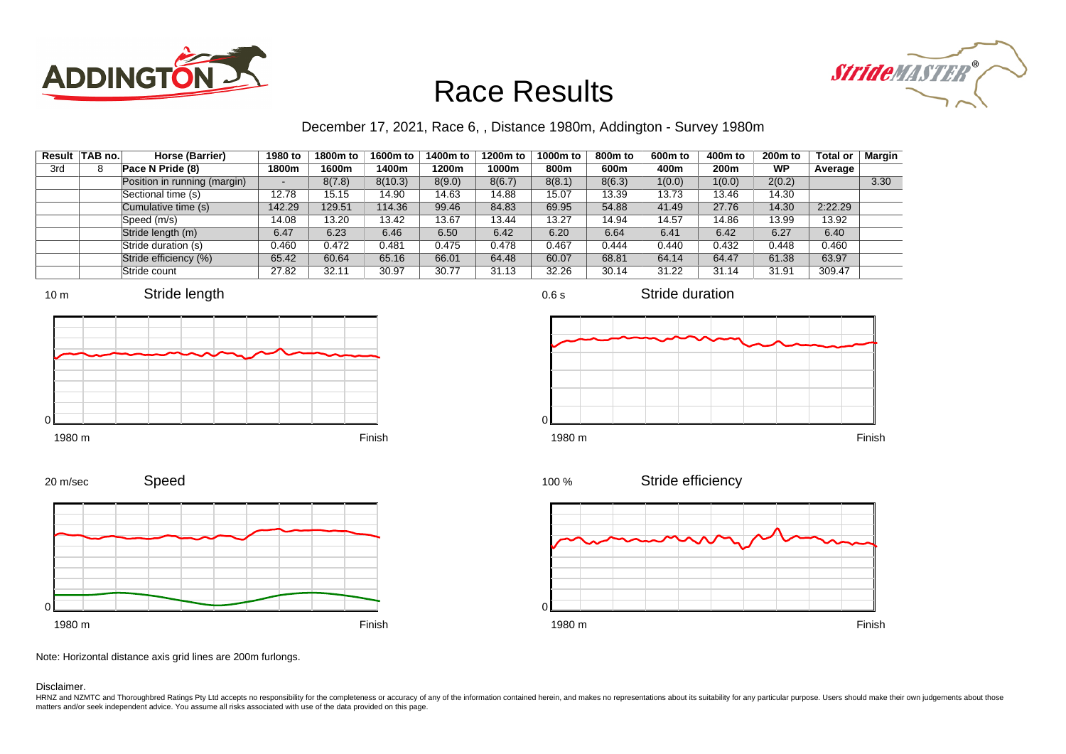# Race Results

December 17, 2021, Race 6, , Distance 1980m, Addington - Survey 1980m

| Result | TAB no. | Horse (Barrier) | 1980 to 1800m | 1800m to 1600m | 1600m to 1400m | 1400m to 1200m | 1200m to 1000m | 1000m to 800m | 800m to 600m | 600m to 400m | 400m to 200m | 200m to WP | Total or Average | Margin |
|---|---|---|---|---|---|---|---|---|---|---|---|---|---|---|
| 3rd | 8 | Pace N Pride (8) | | | | | | | | | | | | |
| | | Position in running (margin) | - | 8(7.8) | 8(10.3) | 8(9.0) | 8(6.7) | 8(8.1) | 8(6.3) | 1(0.0) | 1(0.0) | 2(0.2) | | 3.30 |
| | | Sectional time (s) | 12.78 | 15.15 | 14.90 | 14.63 | 14.88 | 15.07 | 13.39 | 13.73 | 13.46 | 14.30 | | |
| | | Cumulative time (s) | 142.29 | 129.51 | 114.36 | 99.46 | 84.83 | 69.95 | 54.88 | 41.49 | 27.76 | 14.30 | 2:22.29 | |
| | | Speed (m/s) | 14.08 | 13.20 | 13.42 | 13.67 | 13.44 | 13.27 | 14.94 | 14.57 | 14.86 | 13.99 | 13.92 | |
| | | Stride length (m) | 6.47 | 6.23 | 6.46 | 6.50 | 6.42 | 6.20 | 6.64 | 6.41 | 6.42 | 6.27 | 6.40 | |
| | | Stride duration (s) | 0.460 | 0.472 | 0.481 | 0.475 | 0.478 | 0.467 | 0.444 | 0.440 | 0.432 | 0.448 | 0.460 | |
| | | Stride efficiency (%) | 65.42 | 60.64 | 65.16 | 66.01 | 64.48 | 60.07 | 68.81 | 64.14 | 64.47 | 61.38 | 63.97 | |
| | | Stride count | 27.82 | 32.11 | 30.97 | 30.77 | 31.13 | 32.26 | 30.14 | 31.22 | 31.14 | 31.91 | 309.47 | |

Stride length
10 m
0
1980 m
Finish

Stride duration
0.6 s
0
1980 m
Finish

Speed
20 m/sec
0
1980 m
Finish

Stride efficiency
100 %
0
1980 m
Finish

Note: Horizontal distance axis grid lines are 200m furlongs.

Disclaimer.

HRNZ and NZMTC and Thoroughbred Ratings Pty Ltd accepts no responsibility for the completeness or accuracy of any of the information contained herein, and makes no representations about its suitability for any particular purpose. Users should make their own judgements about those matters and/or seek independent advice. You assume all risks associated with use of the data provided on this page.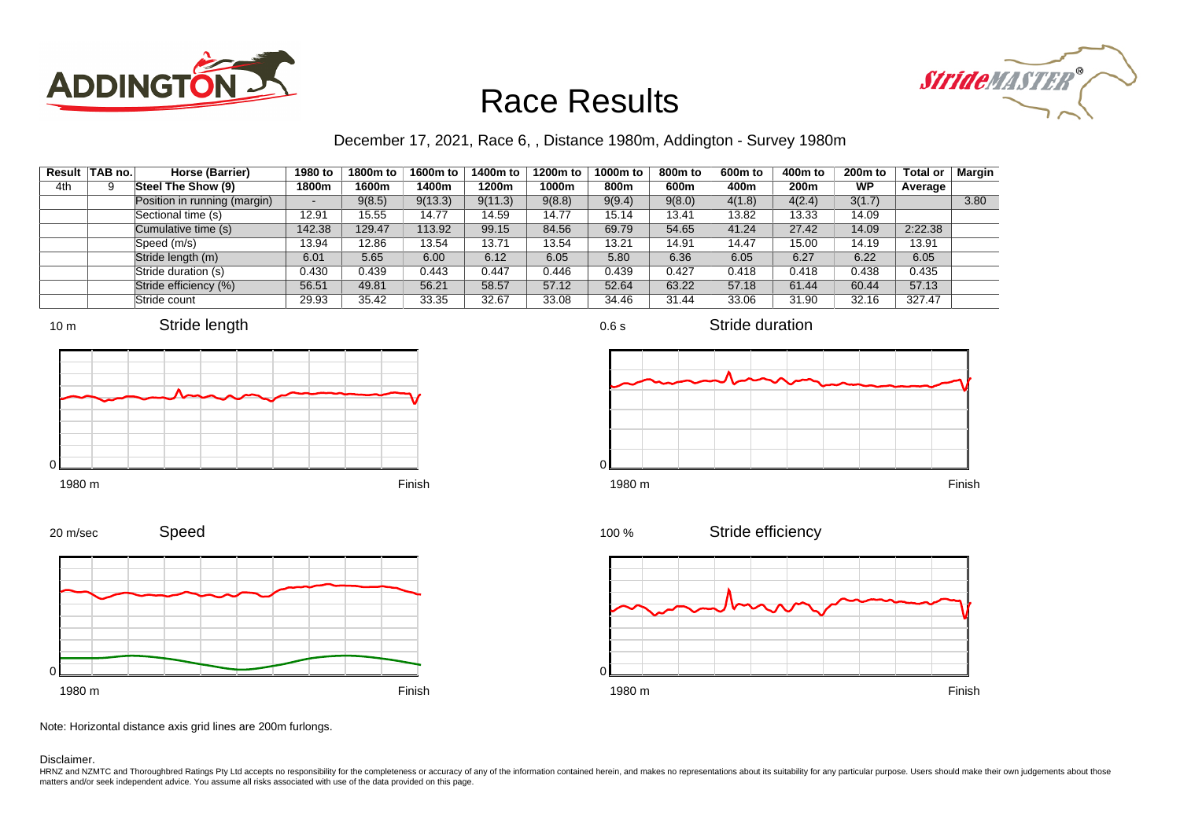# Race Results

December 17, 2021, Race 6, , Distance 1980m, Addington - Survey 1980m

| Result | TAB no. | Horse (Barrier) | 1980 to 1800m | 1800m to 1600m | 1600m to 1400m | 1400m to 1200m | 1200m to 1000m | 1000m to 800m | 800m to 600m | 600m to 400m | 400m to 200m | 200m to WP | Total or Average | Margin |
|---|---|---|---|---|---|---|---|---|---|---|---|---|---|---|
| 4th | 9 | **Steel The Show (9)** | | | | | | | | | | | | |
| | | Position in running (margin) | - | 9(8.5) | 9(13.3) | 9(11.3) | 9(8.8) | 9(9.4) | 9(8.0) | 4(1.8) | 4(2.4) | 3(1.7) | | 3.80 |
| | | Sectional time (s) | 12.91 | 15.55 | 14.77 | 14.59 | 14.77 | 15.14 | 13.41 | 13.82 | 13.33 | 14.09 | | |
| | | Cumulative time (s) | 142.38 | 129.47 | 113.92 | 99.15 | 84.56 | 69.79 | 54.65 | 41.24 | 27.42 | 14.09 | 2:22.38 | |
| | | Speed (m/s) | 13.94 | 12.86 | 13.54 | 13.71 | 13.54 | 13.21 | 14.91 | 14.47 | 15.00 | 14.19 | 13.91 | |
| | | Stride length (m) | 6.01 | 5.65 | 6.00 | 6.12 | 6.05 | 5.80 | 6.36 | 6.05 | 6.27 | 6.22 | 6.05 | |
| | | Stride duration (s) | 0.430 | 0.439 | 0.443 | 0.447 | 0.446 | 0.439 | 0.427 | 0.418 | 0.418 | 0.438 | 0.435 | |
| | | Stride efficiency (%) | 56.51 | 49.81 | 56.21 | 58.57 | 57.12 | 52.64 | 63.22 | 57.18 | 61.44 | 60.44 | 57.13 | |
| | | Stride count | 29.93 | 35.42 | 33.35 | 32.67 | 33.08 | 34.46 | 31.44 | 33.06 | 31.90 | 32.16 | 327.47 | |

Stride length
10 m
0
1980 m
Finish

Stride duration
0.6 s
0
1980 m
Finish

Speed
20 m/sec
0
1980 m
Finish

Stride efficiency
100 %
0
1980 m
Finish

Note: Horizontal distance axis grid lines are 200m furlongs.

Disclaimer.

HRNZ and NZMTC and Thoroughbred Ratings Pty Ltd accepts no responsibility for the completeness or accuracy of any of the information contained herein, and makes no representations about its suitability for any particular purpose. Users should make their own judgements about those matters and/or seek independent advice. You assume all risks associated with use of the data provided on this page.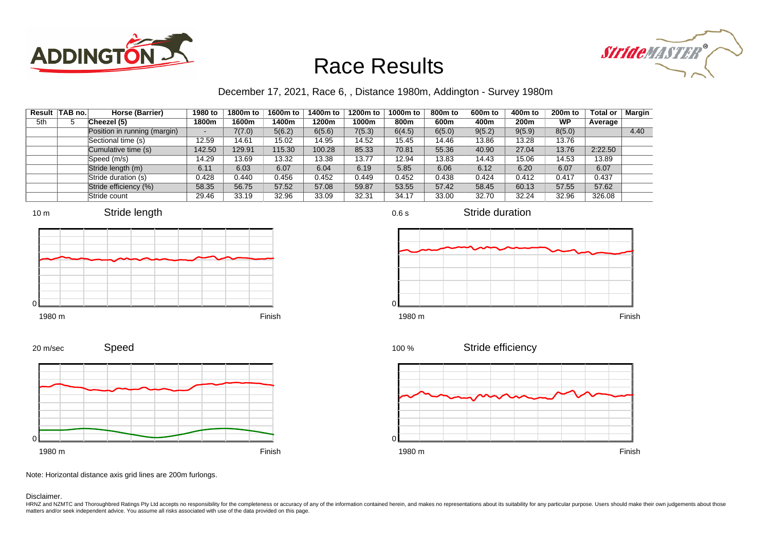# Race Results

December 17, 2021, Race 6, , Distance 1980m, Addington - Survey 1980m

| Result | TAB no. | Horse (Barrier) | 1980 to 1800m | 1800m to 1600m | 1600m to 1400m | 1400m to 1200m | 1200m to 1000m | 1000m to 800m | 800m to 600m | 600m to 400m | 400m to 200m | 200m to WP | Total or Average | Margin |
|---|---|---|---|---|---|---|---|---|---|---|---|---|---|---|
| 5th | 5 | Cheezel (5) | | | | | | | | | | | | |
| | | Position in running (margin) | - | 7(7.0) | 5(6.2) | 6(5.6) | 7(5.3) | 6(4.5) | 6(5.0) | 9(5.2) | 9(5.9) | 8(5.0) | | 4.40 |
| | | Sectional time (s) | 12.59 | 14.61 | 15.02 | 14.95 | 14.52 | 15.45 | 14.46 | 13.86 | 13.28 | 13.76 | | |
| | | Cumulative time (s) | 142.50 | 129.91 | 115.30 | 100.28 | 85.33 | 70.81 | 55.36 | 40.90 | 27.04 | 13.76 | 2:22.50 | |
| | | Speed (m/s) | 14.29 | 13.69 | 13.32 | 13.38 | 13.77 | 12.94 | 13.83 | 14.43 | 15.06 | 14.53 | 13.89 | |
| | | Stride length (m) | 6.11 | 6.03 | 6.07 | 6.04 | 6.19 | 5.85 | 6.06 | 6.12 | 6.20 | 6.07 | 6.07 | |
| | | Stride duration (s) | 0.428 | 0.440 | 0.456 | 0.452 | 0.449 | 0.452 | 0.438 | 0.424 | 0.412 | 0.417 | 0.437 | |
| | | Stride efficiency (%) | 58.35 | 56.75 | 57.52 | 57.08 | 59.87 | 53.55 | 57.42 | 58.45 | 60.13 | 57.55 | 57.62 | |
| | | Stride count | 29.46 | 33.19 | 32.96 | 33.09 | 32.31 | 34.17 | 33.00 | 32.70 | 32.24 | 32.96 | 326.08 | |

Stride length
10 m
0
1980 m
Finish

Stride duration
0.6 s
0
1980 m
Finish

Speed
20 m/sec
0
1980 m
Finish

Stride efficiency
100 %
0
1980 m
Finish

Note: Horizontal distance axis grid lines are 200m furlongs.

Disclaimer.

HRNZ and NZMTC and Thoroughbred Ratings Pty Ltd accepts no responsibility for the completeness or accuracy of any of the information contained herein, and makes no representations about its suitability for any particular purpose. Users should make their own judgements about those matters and/or seek independent advice. You assume all risks associated with use of the data provided on this page.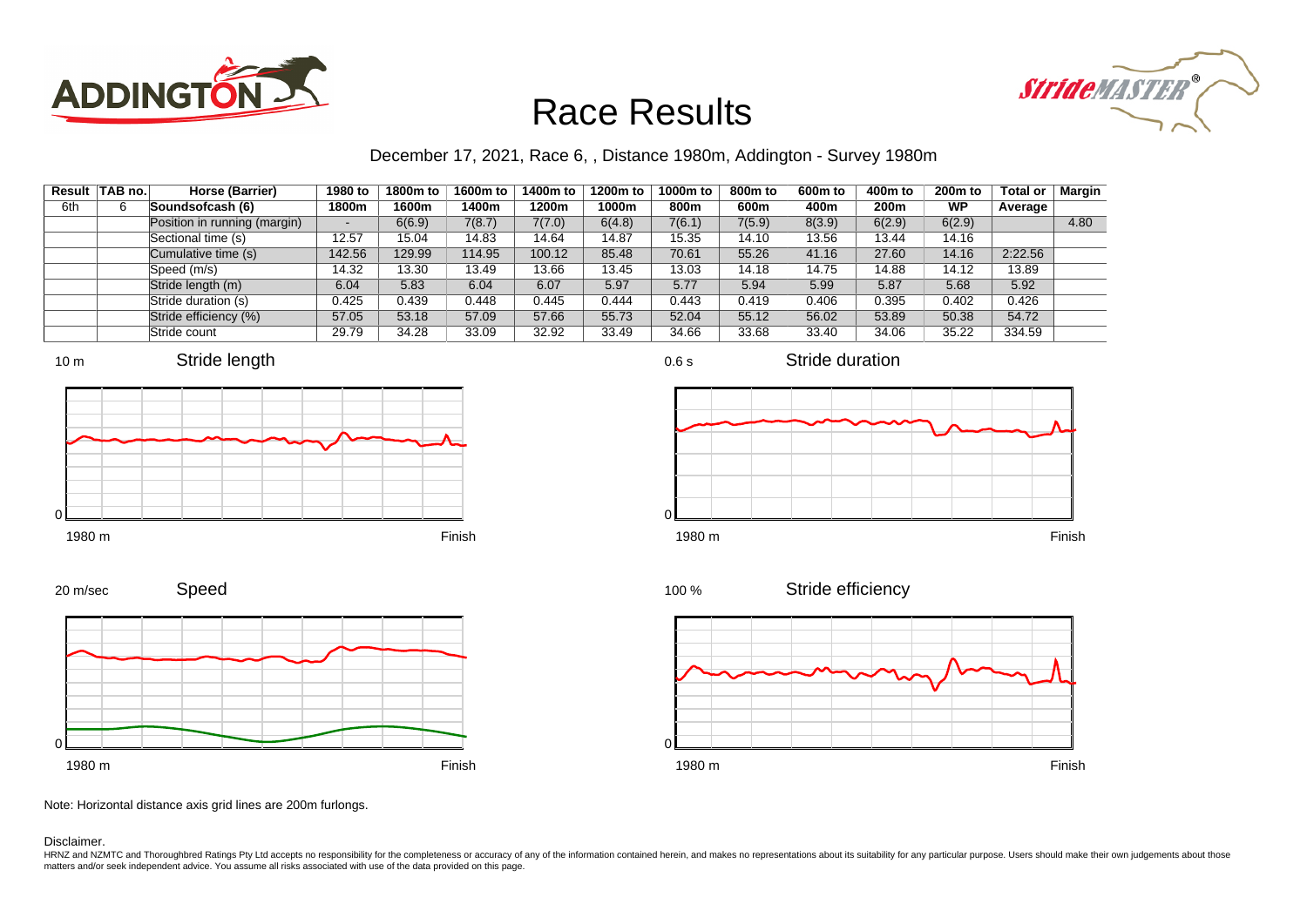# Race Results

December 17, 2021, Race 6, , Distance 1980m, Addington - Survey 1980m

| Result | TAB no. | Horse (Barrier) | 1980 to 1800m | 1800m to 1600m | 1600m to 1400m | 1400m to 1200m | 1200m to 1000m | 1000m to 800m | 800m to 600m | 600m to 400m | 400m to 200m | 200m to WP | Total or Average | Margin |
|---|---|---|---|---|---|---|---|---|---|---|---|---|---|---|
| 6th | 6 | Soundsofcash (6) | | | | | | | | | | | | |
| | | Position in running (margin) | - | 6(6.9) | 7(8.7) | 7(7.0) | 6(4.8) | 7(6.1) | 7(5.9) | 8(3.9) | 6(2.9) | 6(2.9) | | 4.80 |
| | | Sectional time (s) | 12.57 | 15.04 | 14.83 | 14.64 | 14.87 | 15.35 | 14.10 | 13.56 | 13.44 | 14.16 | | |
| | | Cumulative time (s) | 142.56 | 129.99 | 114.95 | 100.12 | 85.48 | 70.61 | 55.26 | 41.16 | 27.60 | 14.16 | 2:22.56 | |
| | | Speed (m/s) | 14.32 | 13.30 | 13.49 | 13.66 | 13.45 | 13.03 | 14.18 | 14.75 | 14.88 | 14.12 | 13.89 | |
| | | Stride length (m) | 6.04 | 5.83 | 6.04 | 6.07 | 5.97 | 5.77 | 5.94 | 5.99 | 5.87 | 5.68 | 5.92 | |
| | | Stride duration (s) | 0.425 | 0.439 | 0.448 | 0.445 | 0.444 | 0.443 | 0.419 | 0.406 | 0.395 | 0.402 | 0.426 | |
| | | Stride efficiency (%) | 57.05 | 53.18 | 57.09 | 57.66 | 55.73 | 52.04 | 55.12 | 56.02 | 53.89 | 50.38 | 54.72 | |
| | | Stride count | 29.79 | 34.28 | 33.09 | 32.92 | 33.49 | 34.66 | 33.68 | 33.40 | 34.06 | 35.22 | 334.59 | |

Stride length

10 m

0

1980 m

Finish

Stride duration

0.6 s

0

1980 m

Finish

Speed

20 m/sec

0

1980 m

Finish

Stride efficiency

100 %

0

1980 m

Finish

Note: Horizontal distance axis grid lines are 200m furlongs.

Disclaimer.

HRNZ and NZMTC and Thoroughbred Ratings Pty Ltd accepts no responsibility for the completeness or accuracy of any of the information contained herein, and makes no representations about its suitability for any particular purpose. Users should make their own judgements about those matters and/or seek independent advice. You assume all risks associated with use of the data provided on this page.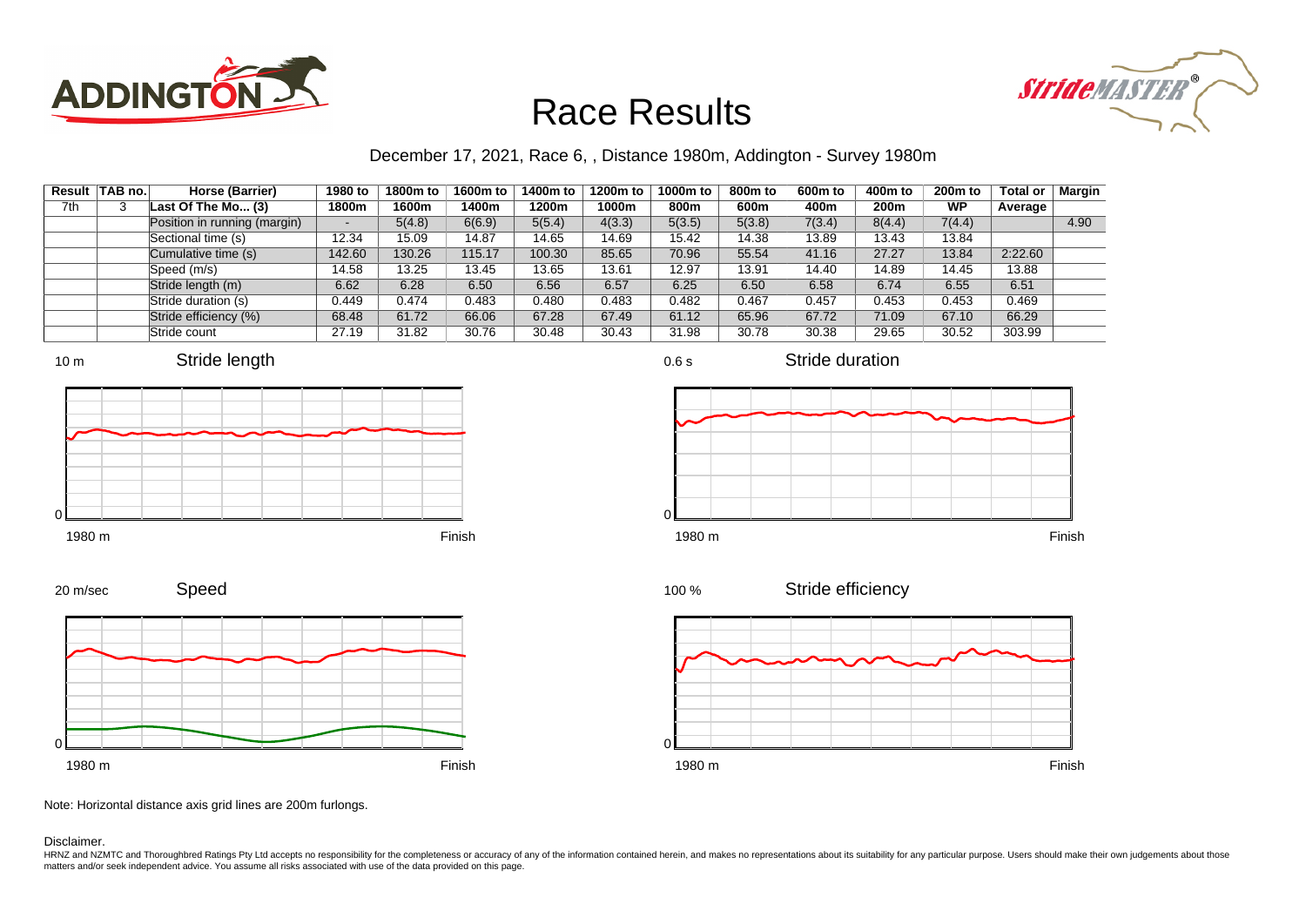# Race Results

December 17, 2021, Race 6, , Distance 1980m, Addington - Survey 1980m

| Result | TAB no. | Horse (Barrier) | 1980 to 1800m | 1800m to 1600m | 1600m to 1400m | 1400m to 1200m | 1200m to 1000m | 1000m to 800m | 800m to 600m | 600m to 400m | 400m to 200m | 200m to WP | Total or Average | Margin |
|---|---|---|---|---|---|---|---|---|---|---|---|---|---|---|
| 7th | 3 | Last Of The Mo... (3) | | | | | | | | | | | | |
| | | Position in running (margin) | - | 5(4.8) | 6(6.9) | 5(5.4) | 4(3.3) | 5(3.5) | 5(3.8) | 7(3.4) | 8(4.4) | 7(4.4) | | 4.90 |
| | | Sectional time (s) | 12.34 | 15.09 | 14.87 | 14.65 | 14.69 | 15.42 | 14.38 | 13.89 | 13.43 | 13.84 | | |
| | | Cumulative time (s) | 142.60 | 130.26 | 115.17 | 100.30 | 85.65 | 70.96 | 55.54 | 41.16 | 27.27 | 13.84 | 2:22.60 | |
| | | Speed (m/s) | 14.58 | 13.25 | 13.45 | 13.65 | 13.61 | 12.97 | 13.91 | 14.40 | 14.89 | 14.45 | 13.88 | |
| | | Stride length (m) | 6.62 | 6.28 | 6.50 | 6.56 | 6.57 | 6.25 | 6.50 | 6.58 | 6.74 | 6.55 | 6.51 | |
| | | Stride duration (s) | 0.449 | 0.474 | 0.483 | 0.480 | 0.483 | 0.482 | 0.467 | 0.457 | 0.453 | 0.453 | 0.469 | |
| | | Stride efficiency (%) | 68.48 | 61.72 | 66.06 | 67.28 | 67.49 | 61.12 | 65.96 | 67.72 | 71.09 | 67.10 | 66.29 | |
| | | Stride count | 27.19 | 31.82 | 30.76 | 30.48 | 30.43 | 31.98 | 30.78 | 30.38 | 29.65 | 30.52 | 303.99 | |

Stride length

10 m

0

1980 m

Finish

Stride duration

0.6 s

0

1980 m

Finish

Speed

20 m/sec

0

1980 m

Finish

Stride efficiency

100 %

0

1980 m

Finish

Note: Horizontal distance axis grid lines are 200m furlongs.

Disclaimer.

HRNZ and NZMTC and Thoroughbred Ratings Pty Ltd accepts no responsibility for the completeness or accuracy of any of the information contained herein, and makes no representations about its suitability for any particular purpose. Users should make their own judgements about those matters and/or seek independent advice. You assume all risks associated with use of the data provided on this page.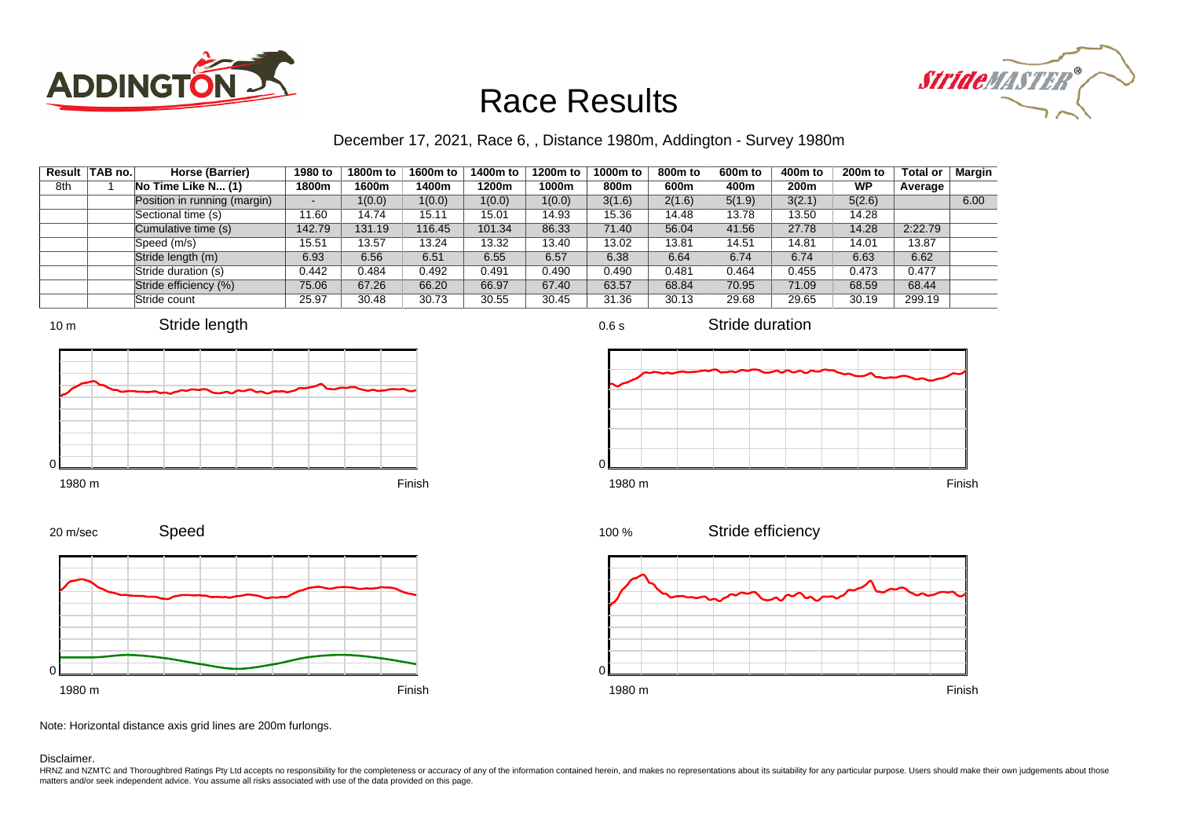# Race Results

December 17, 2021, Race 6, , Distance 1980m, Addington - Survey 1980m

| Result | TAB no. | Horse (Barrier) | 1980 to 1800m | 1800m to 1600m | 1600m to 1400m | 1400m to 1200m | 1200m to 1000m | 1000m to 800m | 800m to 600m | 600m to 400m | 400m to 200m | 200m to WP | Total or Average | Margin |
|---|---|---|---|---|---|---|---|---|---|---|---|---|---|---|
| 8th | 1 | No Time Like N... (1) | | | | | | | | | | | | |
| | | Position in running (margin) | - | 1(0.0) | 1(0.0) | 1(0.0) | 1(0.0) | 3(1.6) | 2(1.6) | 5(1.9) | 3(2.1) | 5(2.6) | | 6.00 |
| | | Sectional time (s) | 11.60 | 14.74 | 15.11 | 15.01 | 14.93 | 15.36 | 14.48 | 13.78 | 13.50 | 14.28 | | |
| | | Cumulative time (s) | 142.79 | 131.19 | 116.45 | 101.34 | 86.33 | 71.40 | 56.04 | 41.56 | 27.78 | 14.28 | 2:22.79 | |
| | | Speed (m/s) | 15.51 | 13.57 | 13.24 | 13.32 | 13.40 | 13.02 | 13.81 | 14.51 | 14.81 | 14.01 | 13.87 | |
| | | Stride length (m) | 6.93 | 6.56 | 6.51 | 6.55 | 6.57 | 6.38 | 6.64 | 6.74 | 6.74 | 6.63 | 6.62 | |
| | | Stride duration (s) | 0.442 | 0.484 | 0.492 | 0.491 | 0.490 | 0.490 | 0.481 | 0.464 | 0.455 | 0.473 | 0.477 | |
| | | Stride efficiency (%) | 75.06 | 67.26 | 66.20 | 66.97 | 67.40 | 63.57 | 68.84 | 70.95 | 71.09 | 68.59 | 68.44 | |
| | | Stride count | 25.97 | 30.48 | 30.73 | 30.55 | 30.45 | 31.36 | 30.13 | 29.68 | 29.65 | 30.19 | 299.19 | |

Stride length

10 m

0

1980 m

Finish

Stride duration

0.6 s

0

1980 m

Finish

Speed

20 m/sec

0

1980 m

Finish

Stride efficiency

100 %

0

1980 m

Finish

Note: Horizontal distance axis grid lines are 200m furlongs.

Disclaimer.

HRNZ and NZMTC and Thoroughbred Ratings Pty Ltd accepts no responsibility for the completeness or accuracy of any of the information contained herein, and makes no representations about its suitability for any particular purpose. Users should make their own judgements about those matters and/or seek independent advice. You assume all risks associated with use of the data provided on this page.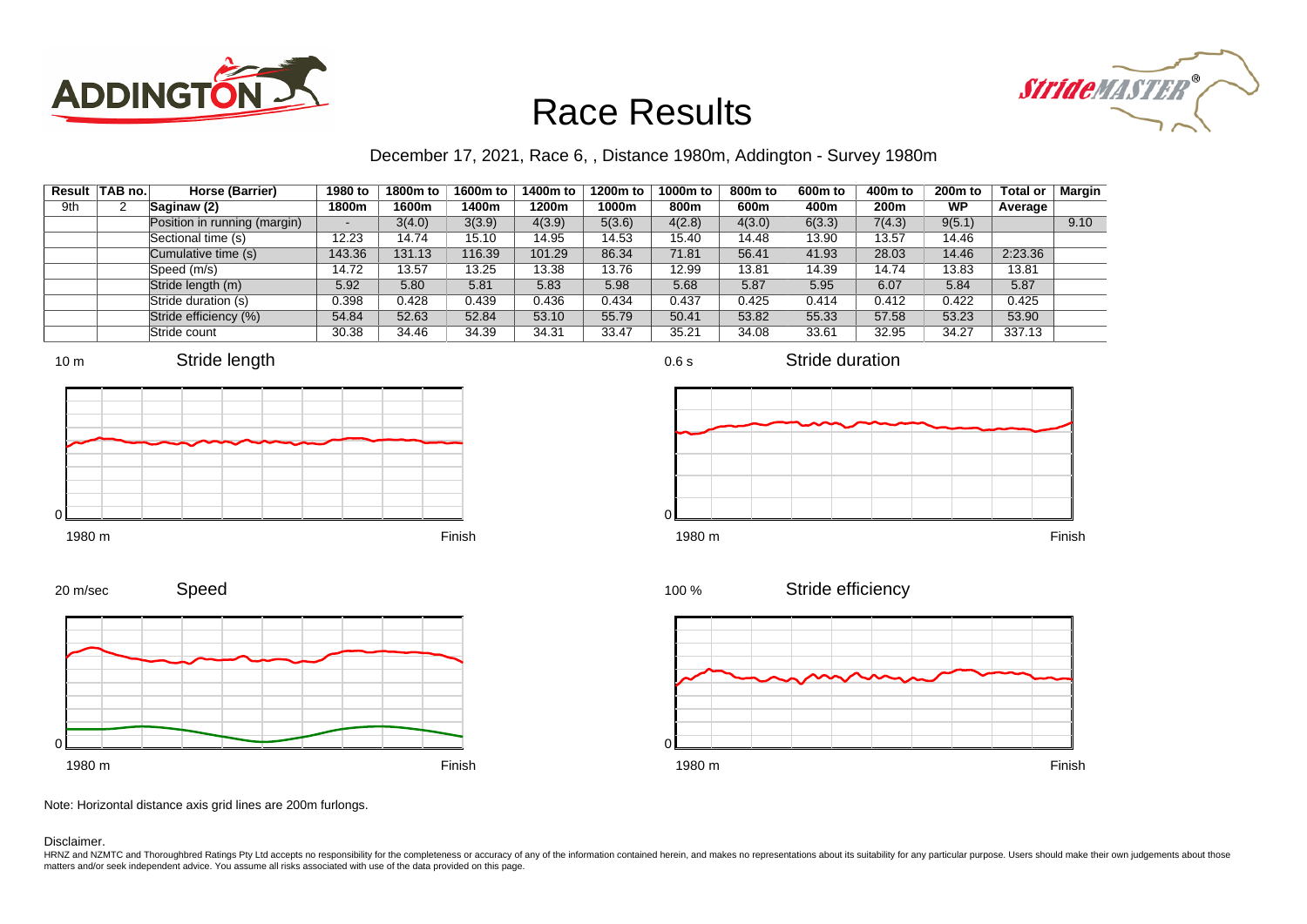# Race Results

December 17, 2021, Race 6, , Distance 1980m, Addington - Survey 1980m

| Result | TAB no. | Horse (Barrier) | 1980 to 1800m | 1800m to 1600m | 1600m to 1400m | 1400m to 1200m | 1200m to 1000m | 1000m to 800m | 800m to 600m | 600m to 400m | 400m to 200m | 200m to WP | Total or Average | Margin |
|---|---|---|---|---|---|---|---|---|---|---|---|---|---|---|
| 9th | 2 | Saginaw (2) | | | | | | | | | | | | |
| | | Position in running (margin) | - | 3(4.0) | 3(3.9) | 4(3.9) | 5(3.6) | 4(2.8) | 4(3.0) | 6(3.3) | 7(4.3) | 9(5.1) | | 9.10 |
| | | Sectional time (s) | 12.23 | 14.74 | 15.10 | 14.95 | 14.53 | 15.40 | 14.48 | 13.90 | 13.57 | 14.46 | | |
| | | Cumulative time (s) | 143.36 | 131.13 | 116.39 | 101.29 | 86.34 | 71.81 | 56.41 | 41.93 | 28.03 | 14.46 | 2:23.36 | |
| | | Speed (m/s) | 14.72 | 13.57 | 13.25 | 13.38 | 13.76 | 12.99 | 13.81 | 14.39 | 14.74 | 13.83 | 13.81 | |
| | | Stride length (m) | 5.92 | 5.80 | 5.81 | 5.83 | 5.98 | 5.68 | 5.87 | 5.95 | 6.07 | 5.84 | 5.87 | |
| | | Stride duration (s) | 0.398 | 0.428 | 0.439 | 0.436 | 0.434 | 0.437 | 0.425 | 0.414 | 0.412 | 0.422 | 0.425 | |
| | | Stride efficiency (%) | 54.84 | 52.63 | 52.84 | 53.10 | 55.79 | 50.41 | 53.82 | 55.33 | 57.58 | 53.23 | 53.90 | |
| | | Stride count | 30.38 | 34.46 | 34.39 | 34.31 | 33.47 | 35.21 | 34.08 | 33.61 | 32.95 | 34.27 | 337.13 | |

Stride length
10 m
0
1980 m
Finish

Stride duration
0.6 s
0
1980 m
Finish

Speed
20 m/sec
0
1980 m
Finish

Stride efficiency
100 %
0
1980 m
Finish

Note: Horizontal distance axis grid lines are 200m furlongs.

Disclaimer.

HRNZ and NZMTC and Thoroughbred Ratings Pty Ltd accepts no responsibility for the completeness or accuracy of any of the information contained herein, and makes no representations about its suitability for any particular purpose. Users should make their own judgements about those matters and/or seek independent advice. You assume all risks associated with use of the data provided on this page.